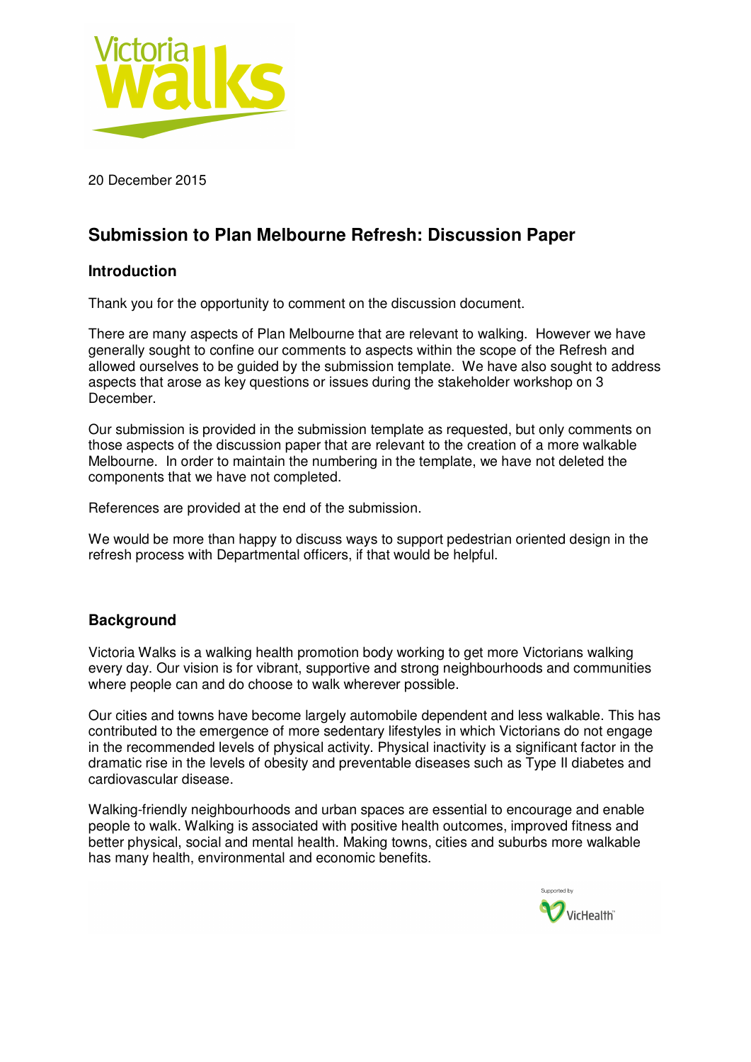20 December 2015

# Submission to Plan Melbourne Refresh: Discussion Paper

## Introduction

Thank you for the opportunity to comment on the discussion document.

There are many aspects of Plan Melbourne that are relevant to walking. However we have generally sought to confine our comments to aspects within the scope of the Refresh and allowed ourselves to be guided by the submission template. We have also sought to address aspects that arose as key questions or issues during the stakeholder workshop on 3 December.

Our submission is provided in the submission template as requested, but only comments on those aspects of the discussion paper that are relevant to the creation of a more walkable Melbourne. In order to maintain the numbering in the template, we have not deleted the components that we have not completed.

References are provided at the end of the submission.

We would be more than happy to discuss ways to support pedestrian oriented design in the refresh process with Departmental officers, if that would be helpful.

## Background

Victoria Walks is a walking health promotion body working to get more Victorians walking every day. Our vision is for vibrant, supportive and strong neighbourhoods and communities where people can and do choose to walk wherever possible.

Our cities and towns have become largely automobile dependent and less walkable. This has contributed to the emergence of more sedentary lifestyles in which Victorians do not engage in the recommended levels of physical activity. Physical inactivity is a significant factor in the dramatic rise in the levels of obesity and preventable diseases such as Type II diabetes and cardiovascular disease.

Walking-friendly neighbourhoods and urban spaces are essential to encourage and enable people to walk. Walking is associated with positive health outcomes, improved fitness and better physical, social and mental health. Making towns, cities and suburbs more walkable has many health, environmental and economic benefits.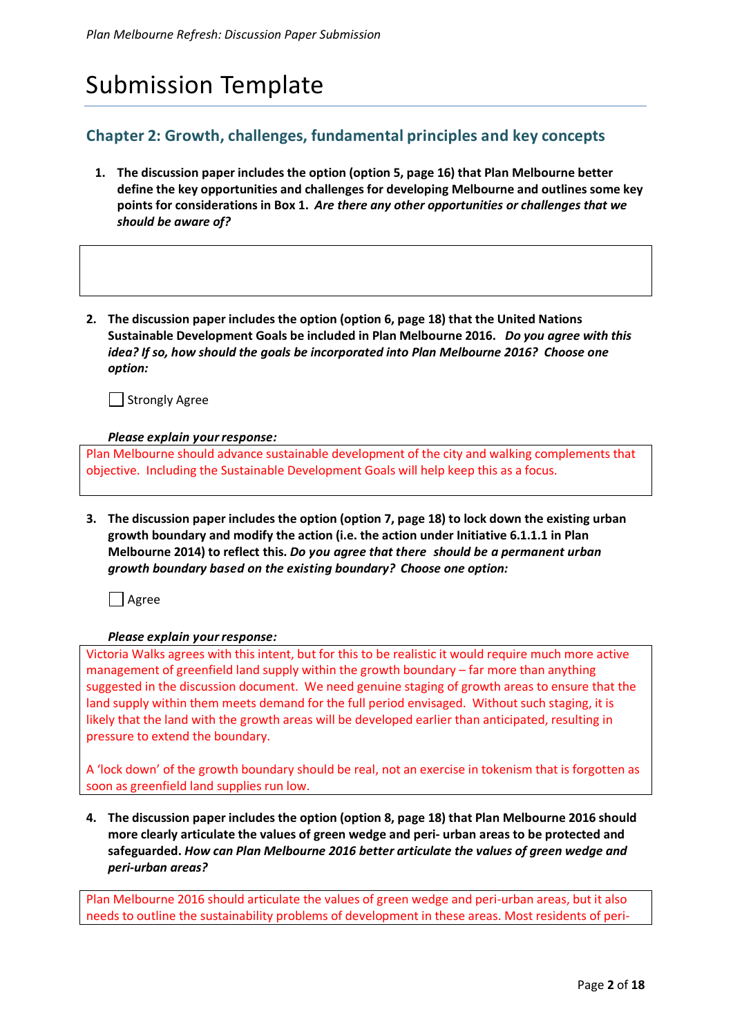# Submission Template

## Chapter 2: Growth, challenges, fundamental principles and key concepts

1. **The discussion paper includes the option (option 5, page 16) that Plan Melbourne better define the key opportunities and challenges for developing Melbourne and outlines some key points for considerations in Box 1.** ***Are there any other opportunities or challenges that we should be aware of?***

2. **The discussion paper includes the option (option 6, page 18) that the United Nations Sustainable Development Goals be included in Plan Melbourne 2016.** ***Do you agree with this idea? If so, how should the goals be incorporated into Plan Melbourne 2016? Choose one option:***

   ☐ Strongly Agree

   ***Please explain your response:***

   Plan Melbourne should advance sustainable development of the city and walking complements that objective. Including the Sustainable Development Goals will help keep this as a focus.

3. **The discussion paper includes the option (option 7, page 18) to lock down the existing urban growth boundary and modify the action (i.e. the action under Initiative 6.1.1.1 in Plan Melbourne 2014) to reflect this.** ***Do you agree that there should be a permanent urban growth boundary based on the existing boundary? Choose one option:***

   ☐ Agree

   ***Please explain your response:***

   Victoria Walks agrees with this intent, but for this to be realistic it would require much more active management of greenfield land supply within the growth boundary – far more than anything suggested in the discussion document. We need genuine staging of growth areas to ensure that the land supply within them meets demand for the full period envisaged. Without such staging, it is likely that the land with the growth areas will be developed earlier than anticipated, resulting in pressure to extend the boundary.

   A 'lock down' of the growth boundary should be real, not an exercise in tokenism that is forgotten as soon as greenfield land supplies run low.

4. **The discussion paper includes the option (option 8, page 18) that Plan Melbourne 2016 should more clearly articulate the values of green wedge and peri- urban areas to be protected and safeguarded.** ***How can Plan Melbourne 2016 better articulate the values of green wedge and peri-urban areas?***

   Plan Melbourne 2016 should articulate the values of green wedge and peri-urban areas, but it also needs to outline the sustainability problems of development in these areas. Most residents of peri-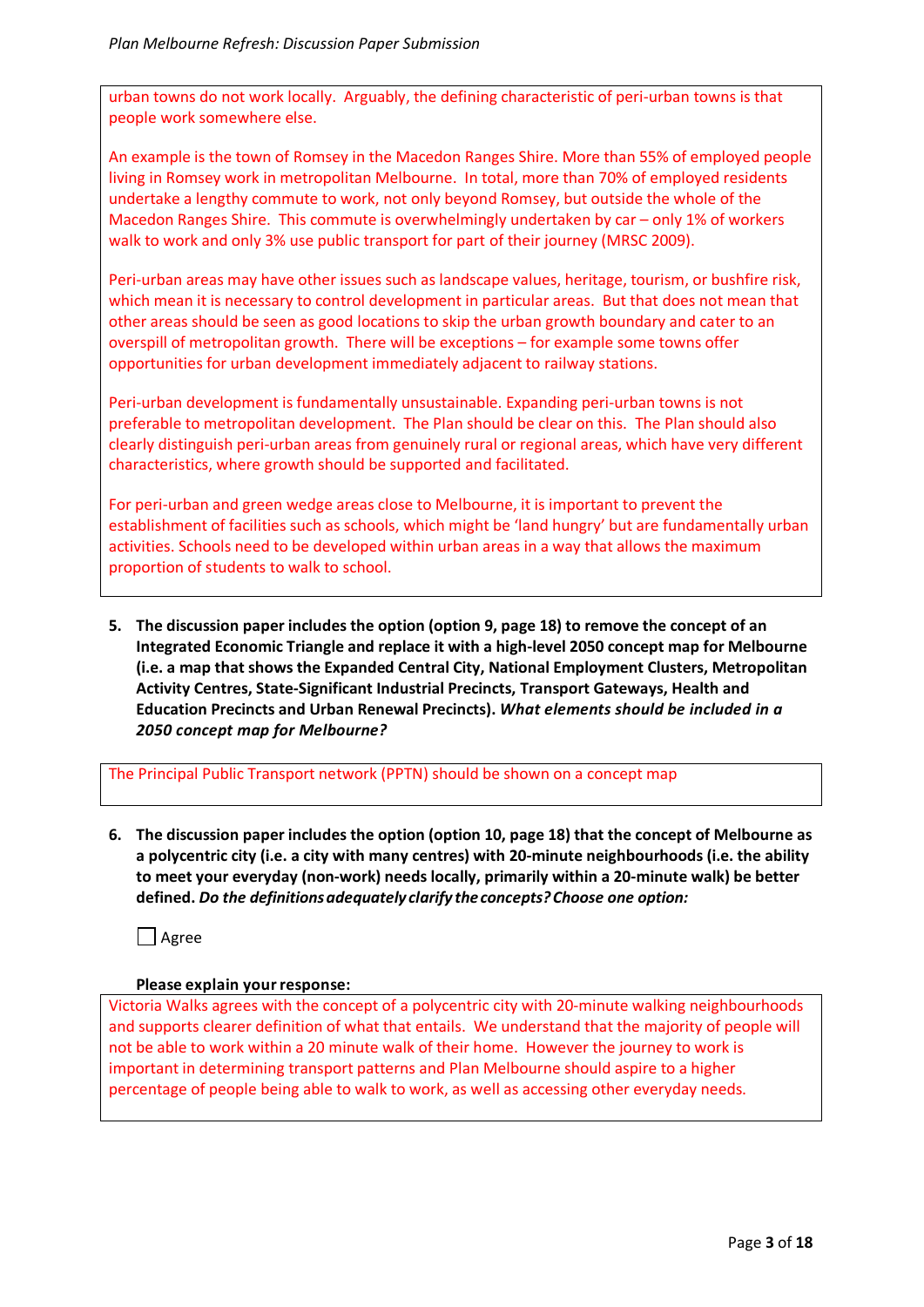urban towns do not work locally. Arguably, the defining characteristic of peri-urban towns is that people work somewhere else.

An example is the town of Romsey in the Macedon Ranges Shire. More than 55% of employed people living in Romsey work in metropolitan Melbourne. In total, more than 70% of employed residents undertake a lengthy commute to work, not only beyond Romsey, but outside the whole of the Macedon Ranges Shire. This commute is overwhelmingly undertaken by car – only 1% of workers walk to work and only 3% use public transport for part of their journey (MRSC 2009).

Peri-urban areas may have other issues such as landscape values, heritage, tourism, or bushfire risk, which mean it is necessary to control development in particular areas. But that does not mean that other areas should be seen as good locations to skip the urban growth boundary and cater to an overspill of metropolitan growth. There will be exceptions – for example some towns offer opportunities for urban development immediately adjacent to railway stations.

Peri-urban development is fundamentally unsustainable. Expanding peri-urban towns is not preferable to metropolitan development. The Plan should be clear on this. The Plan should also clearly distinguish peri-urban areas from genuinely rural or regional areas, which have very different characteristics, where growth should be supported and facilitated.

For peri-urban and green wedge areas close to Melbourne, it is important to prevent the establishment of facilities such as schools, which might be 'land hungry' but are fundamentally urban activities. Schools need to be developed within urban areas in a way that allows the maximum proportion of students to walk to school.

5. **The discussion paper includes the option (option 9, page 18) to remove the concept of an Integrated Economic Triangle and replace it with a high-level 2050 concept map for Melbourne (i.e. a map that shows the Expanded Central City, National Employment Clusters, Metropolitan Activity Centres, State-Significant Industrial Precincts, Transport Gateways, Health and Education Precincts and Urban Renewal Precincts).** ***What elements should be included in a 2050 concept map for Melbourne?***

The Principal Public Transport network (PPTN) should be shown on a concept map

6. **The discussion paper includes the option (option 10, page 18) that the concept of Melbourne as a polycentric city (i.e. a city with many centres) with 20-minute neighbourhoods (i.e. the ability to meet your everyday (non-work) needs locally, primarily within a 20-minute walk) be better defined.** ***Do the definitions adequately clarify the concepts? Choose one option:***

☐ Agree

**Please explain your response:**

Victoria Walks agrees with the concept of a polycentric city with 20-minute walking neighbourhoods and supports clearer definition of what that entails. We understand that the majority of people will not be able to work within a 20 minute walk of their home. However the journey to work is important in determining transport patterns and Plan Melbourne should aspire to a higher percentage of people being able to walk to work, as well as accessing other everyday needs.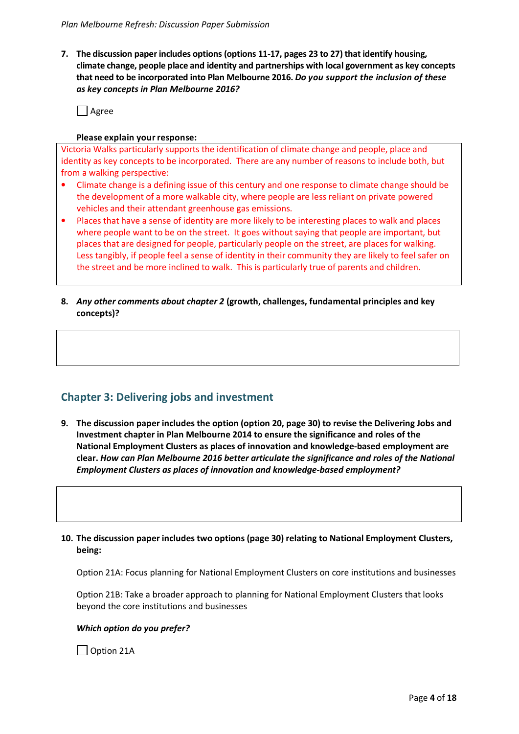7. **The discussion paper includes options (options 11-17, pages 23 to 27) that identify housing, climate change, people place and identity and partnerships with local government as key concepts that need to be incorporated into Plan Melbourne 2016. *Do you support the inclusion of these as key concepts in Plan Melbourne 2016?***

   ☐ Agree

   **Please explain your response:**

Victoria Walks particularly supports the identification of climate change and people, place and identity as key concepts to be incorporated. There are any number of reasons to include both, but from a walking perspective:

- Climate change is a defining issue of this century and one response to climate change should be the development of a more walkable city, where people are less reliant on private powered vehicles and their attendant greenhouse gas emissions.
- Places that have a sense of identity are more likely to be interesting places to walk and places where people want to be on the street. It goes without saying that people are important, but places that are designed for people, particularly people on the street, are places for walking. Less tangibly, if people feel a sense of identity in their community they are likely to feel safer on the street and be more inclined to walk. This is particularly true of parents and children.

8. ***Any other comments about chapter 2*** **(growth, challenges, fundamental principles and key concepts)?**

## Chapter 3: Delivering jobs and investment

9. **The discussion paper includes the option (option 20, page 30) to revise the Delivering Jobs and Investment chapter in Plan Melbourne 2014 to ensure the significance and roles of the National Employment Clusters as places of innovation and knowledge-based employment are clear. *How can Plan Melbourne 2016 better articulate the significance and roles of the National Employment Clusters as places of innovation and knowledge-based employment?***

10. **The discussion paper includes two options (page 30) relating to National Employment Clusters, being:**

    Option 21A: Focus planning for National Employment Clusters on core institutions and businesses

    Option 21B: Take a broader approach to planning for National Employment Clusters that looks beyond the core institutions and businesses

    ***Which option do you prefer?***

    ☐ Option 21A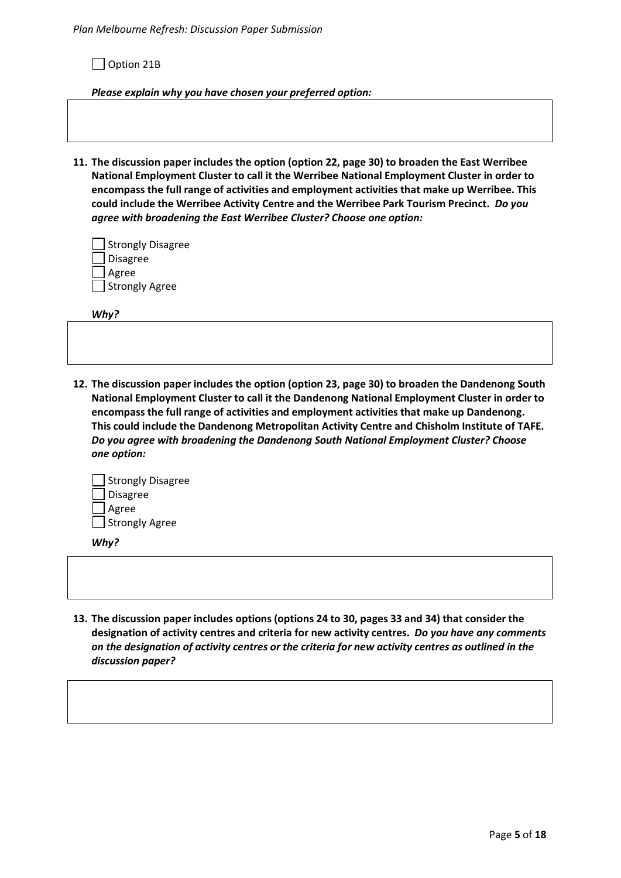☐ Option 21B

***Please explain why you have chosen your preferred option:***

| |
|---|
| |

**11. The discussion paper includes the option (option 22, page 30) to broaden the East Werribee National Employment Cluster to call it the Werribee National Employment Cluster in order to encompass the full range of activities and employment activities that make up Werribee. This could include the Werribee Activity Centre and the Werribee Park Tourism Precinct.** ***Do you agree with broadening the East Werribee Cluster? Choose one option:***

☐ Strongly Disagree
☐ Disagree
☐ Agree
☐ Strongly Agree

***Why?***

| |
|---|
| |

**12. The discussion paper includes the option (option 23, page 30) to broaden the Dandenong South National Employment Cluster to call it the Dandenong National Employment Cluster in order to encompass the full range of activities and employment activities that make up Dandenong. This could include the Dandenong Metropolitan Activity Centre and Chisholm Institute of TAFE.** ***Do you agree with broadening the Dandenong South National Employment Cluster? Choose one option:***

☐ Strongly Disagree
☐ Disagree
☐ Agree
☐ Strongly Agree

***Why?***

| |
|---|
| |

**13. The discussion paper includes options (options 24 to 30, pages 33 and 34) that consider the designation of activity centres and criteria for new activity centres.** ***Do you have any comments on the designation of activity centres or the criteria for new activity centres as outlined in the discussion paper?***

| |
|---|
| |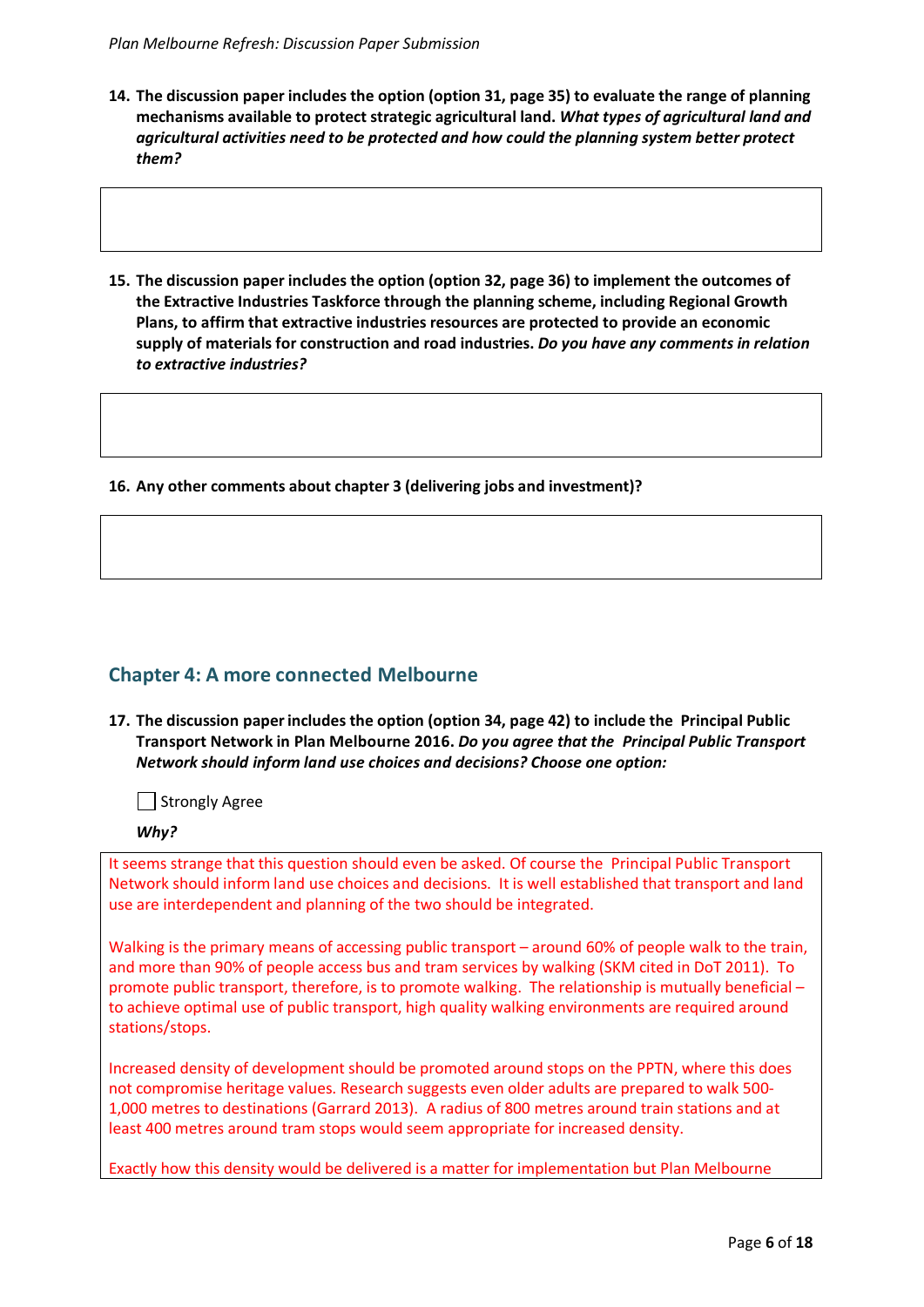**14. The discussion paper includes the option (option 31, page 35) to evaluate the range of planning mechanisms available to protect strategic agricultural land.** ***What types of agricultural land and agricultural activities need to be protected and how could the planning system better protect them?***

**15. The discussion paper includes the option (option 32, page 36) to implement the outcomes of the Extractive Industries Taskforce through the planning scheme, including Regional Growth Plans, to affirm that extractive industries resources are protected to provide an economic supply of materials for construction and road industries.** ***Do you have any comments in relation to extractive industries?***

**16. Any other comments about chapter 3 (delivering jobs and investment)?**

## Chapter 4: A more connected Melbourne

**17. The discussion paper includes the option (option 34, page 42) to include the Principal Public Transport Network in Plan Melbourne 2016.** ***Do you agree that the Principal Public Transport Network should inform land use choices and decisions? Choose one option:***

☐ Strongly Agree

***Why?***

It seems strange that this question should even be asked. Of course the Principal Public Transport Network should inform land use choices and decisions. It is well established that transport and land use are interdependent and planning of the two should be integrated.

Walking is the primary means of accessing public transport – around 60% of people walk to the train, and more than 90% of people access bus and tram services by walking (SKM cited in DoT 2011). To promote public transport, therefore, is to promote walking. The relationship is mutually beneficial – to achieve optimal use of public transport, high quality walking environments are required around stations/stops.

Increased density of development should be promoted around stops on the PPTN, where this does not compromise heritage values. Research suggests even older adults are prepared to walk 500-1,000 metres to destinations (Garrard 2013). A radius of 800 metres around train stations and at least 400 metres around tram stops would seem appropriate for increased density.

Exactly how this density would be delivered is a matter for implementation but Plan Melbourne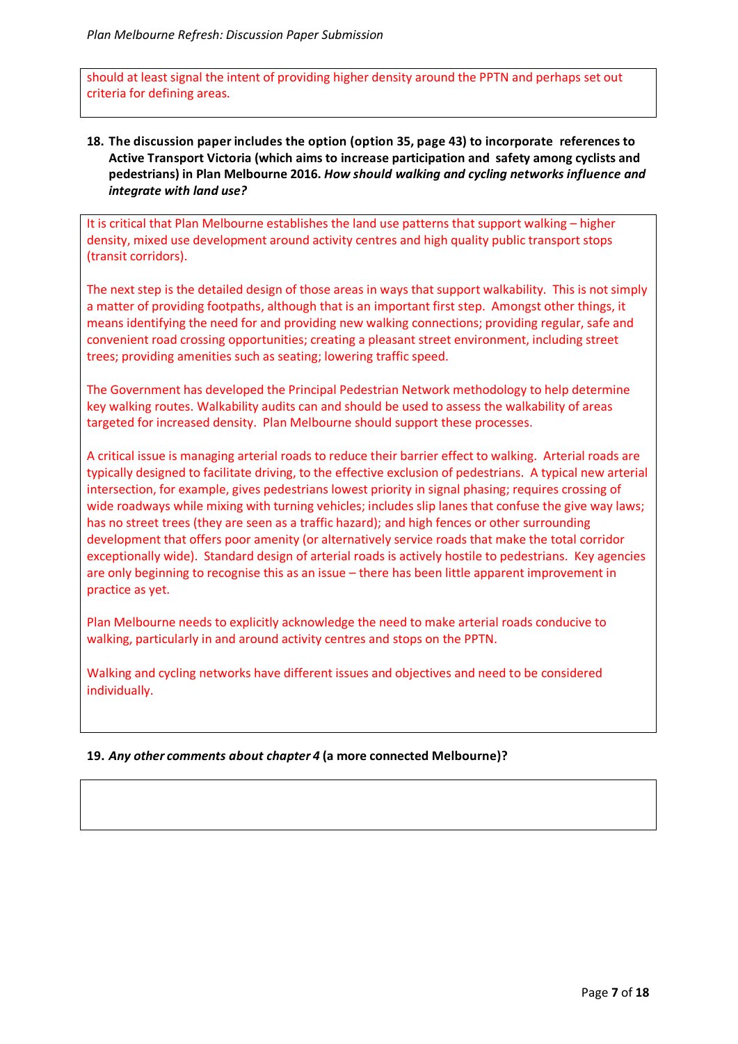should at least signal the intent of providing higher density around the PPTN and perhaps set out criteria for defining areas.

**18. The discussion paper includes the option (option 35, page 43) to incorporate references to Active Transport Victoria (which aims to increase participation and safety among cyclists and pedestrians) in Plan Melbourne 2016.** ***How should walking and cycling networks influence and integrate with land use?***

It is critical that Plan Melbourne establishes the land use patterns that support walking – higher density, mixed use development around activity centres and high quality public transport stops (transit corridors).

The next step is the detailed design of those areas in ways that support walkability. This is not simply a matter of providing footpaths, although that is an important first step. Amongst other things, it means identifying the need for and providing new walking connections; providing regular, safe and convenient road crossing opportunities; creating a pleasant street environment, including street trees; providing amenities such as seating; lowering traffic speed.

The Government has developed the Principal Pedestrian Network methodology to help determine key walking routes. Walkability audits can and should be used to assess the walkability of areas targeted for increased density. Plan Melbourne should support these processes.

A critical issue is managing arterial roads to reduce their barrier effect to walking. Arterial roads are typically designed to facilitate driving, to the effective exclusion of pedestrians. A typical new arterial intersection, for example, gives pedestrians lowest priority in signal phasing; requires crossing of wide roadways while mixing with turning vehicles; includes slip lanes that confuse the give way laws; has no street trees (they are seen as a traffic hazard); and high fences or other surrounding development that offers poor amenity (or alternatively service roads that make the total corridor exceptionally wide). Standard design of arterial roads is actively hostile to pedestrians. Key agencies are only beginning to recognise this as an issue – there has been little apparent improvement in practice as yet.

Plan Melbourne needs to explicitly acknowledge the need to make arterial roads conducive to walking, particularly in and around activity centres and stops on the PPTN.

Walking and cycling networks have different issues and objectives and need to be considered individually.

**19.** ***Any other comments about chapter 4*** **(a more connected Melbourne)?**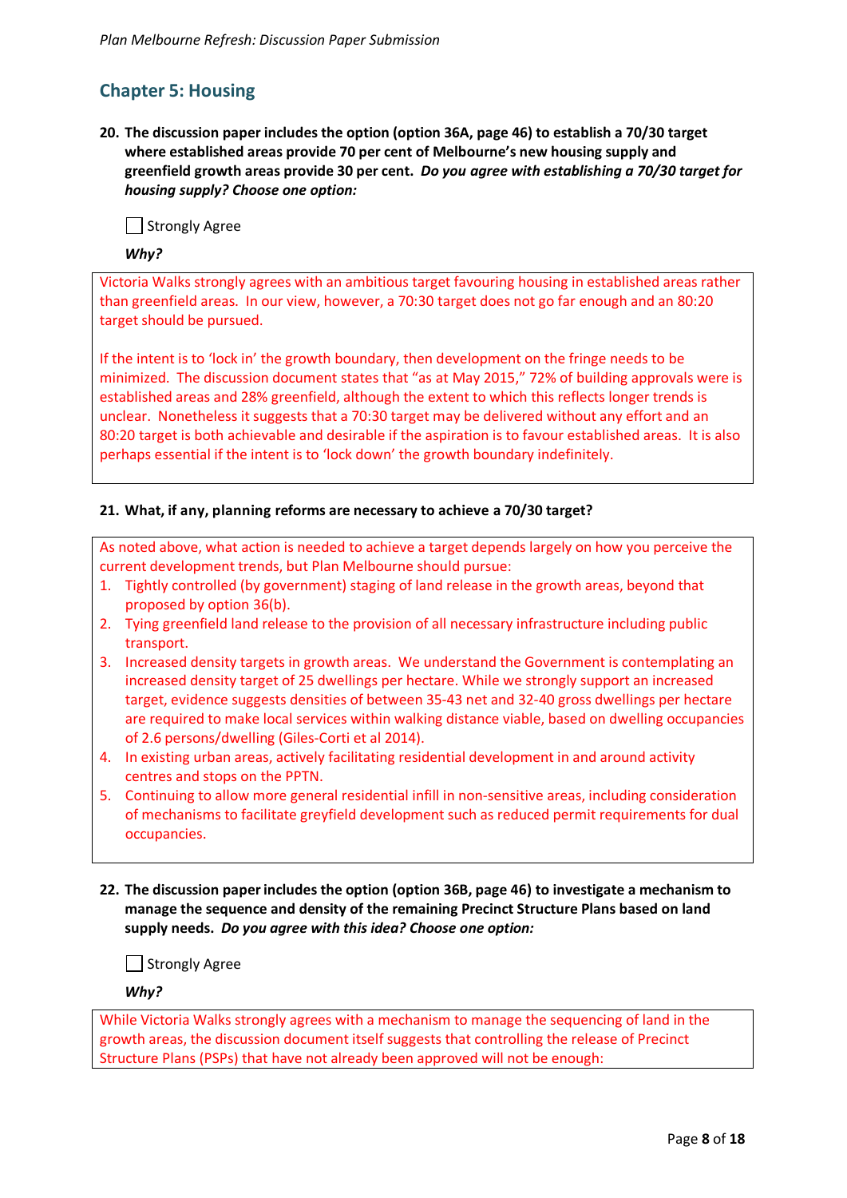## Chapter 5: Housing

**20. The discussion paper includes the option (option 36A, page 46) to establish a 70/30 target where established areas provide 70 per cent of Melbourne's new housing supply and greenfield growth areas provide 30 per cent.** ***Do you agree with establishing a 70/30 target for housing supply? Choose one option:***

☐ Strongly Agree

***Why?***

Victoria Walks strongly agrees with an ambitious target favouring housing in established areas rather than greenfield areas. In our view, however, a 70:30 target does not go far enough and an 80:20 target should be pursued.

If the intent is to 'lock in' the growth boundary, then development on the fringe needs to be minimized. The discussion document states that "as at May 2015," 72% of building approvals were is established areas and 28% greenfield, although the extent to which this reflects longer trends is unclear. Nonetheless it suggests that a 70:30 target may be delivered without any effort and an 80:20 target is both achievable and desirable if the aspiration is to favour established areas. It is also perhaps essential if the intent is to 'lock down' the growth boundary indefinitely.

**21. What, if any, planning reforms are necessary to achieve a 70/30 target?**

As noted above, what action is needed to achieve a target depends largely on how you perceive the current development trends, but Plan Melbourne should pursue:

1. Tightly controlled (by government) staging of land release in the growth areas, beyond that proposed by option 36(b).
2. Tying greenfield land release to the provision of all necessary infrastructure including public transport.
3. Increased density targets in growth areas. We understand the Government is contemplating an increased density target of 25 dwellings per hectare. While we strongly support an increased target, evidence suggests densities of between 35-43 net and 32-40 gross dwellings per hectare are required to make local services within walking distance viable, based on dwelling occupancies of 2.6 persons/dwelling (Giles-Corti et al 2014).
4. In existing urban areas, actively facilitating residential development in and around activity centres and stops on the PPTN.
5. Continuing to allow more general residential infill in non-sensitive areas, including consideration of mechanisms to facilitate greyfield development such as reduced permit requirements for dual occupancies.

**22. The discussion paper includes the option (option 36B, page 46) to investigate a mechanism to manage the sequence and density of the remaining Precinct Structure Plans based on land supply needs.** ***Do you agree with this idea? Choose one option:***

☐ Strongly Agree

***Why?***

While Victoria Walks strongly agrees with a mechanism to manage the sequencing of land in the growth areas, the discussion document itself suggests that controlling the release of Precinct Structure Plans (PSPs) that have not already been approved will not be enough: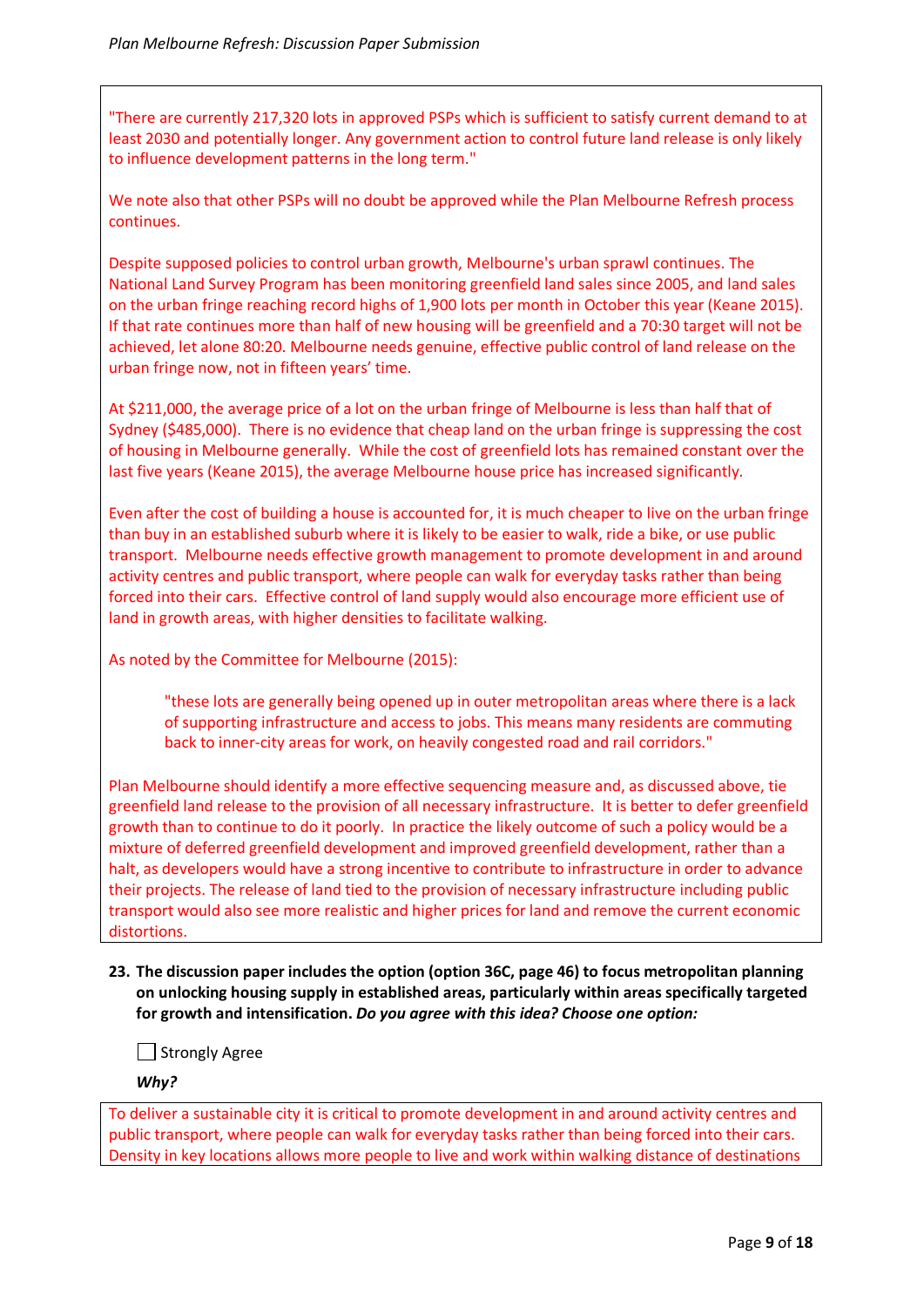"There are currently 217,320 lots in approved PSPs which is sufficient to satisfy current demand to at least 2030 and potentially longer. Any government action to control future land release is only likely to influence development patterns in the long term."

We note also that other PSPs will no doubt be approved while the Plan Melbourne Refresh process continues.

Despite supposed policies to control urban growth, Melbourne's urban sprawl continues. The National Land Survey Program has been monitoring greenfield land sales since 2005, and land sales on the urban fringe reaching record highs of 1,900 lots per month in October this year (Keane 2015). If that rate continues more than half of new housing will be greenfield and a 70:30 target will not be achieved, let alone 80:20. Melbourne needs genuine, effective public control of land release on the urban fringe now, not in fifteen years' time.

At $211,000, the average price of a lot on the urban fringe of Melbourne is less than half that of Sydney ($485,000). There is no evidence that cheap land on the urban fringe is suppressing the cost of housing in Melbourne generally. While the cost of greenfield lots has remained constant over the last five years (Keane 2015), the average Melbourne house price has increased significantly.

Even after the cost of building a house is accounted for, it is much cheaper to live on the urban fringe than buy in an established suburb where it is likely to be easier to walk, ride a bike, or use public transport. Melbourne needs effective growth management to promote development in and around activity centres and public transport, where people can walk for everyday tasks rather than being forced into their cars. Effective control of land supply would also encourage more efficient use of land in growth areas, with higher densities to facilitate walking.

As noted by the Committee for Melbourne (2015):

> "these lots are generally being opened up in outer metropolitan areas where there is a lack of supporting infrastructure and access to jobs. This means many residents are commuting back to inner-city areas for work, on heavily congested road and rail corridors."

Plan Melbourne should identify a more effective sequencing measure and, as discussed above, tie greenfield land release to the provision of all necessary infrastructure. It is better to defer greenfield growth than to continue to do it poorly. In practice the likely outcome of such a policy would be a mixture of deferred greenfield development and improved greenfield development, rather than a halt, as developers would have a strong incentive to contribute to infrastructure in order to advance their projects. The release of land tied to the provision of necessary infrastructure including public transport would also see more realistic and higher prices for land and remove the current economic distortions.

**23. The discussion paper includes the option (option 36C, page 46) to focus metropolitan planning on unlocking housing supply in established areas, particularly within areas specifically targeted for growth and intensification.** ***Do you agree with this idea? Choose one option:***

☐ Strongly Agree

***Why?***

To deliver a sustainable city it is critical to promote development in and around activity centres and public transport, where people can walk for everyday tasks rather than being forced into their cars. Density in key locations allows more people to live and work within walking distance of destinations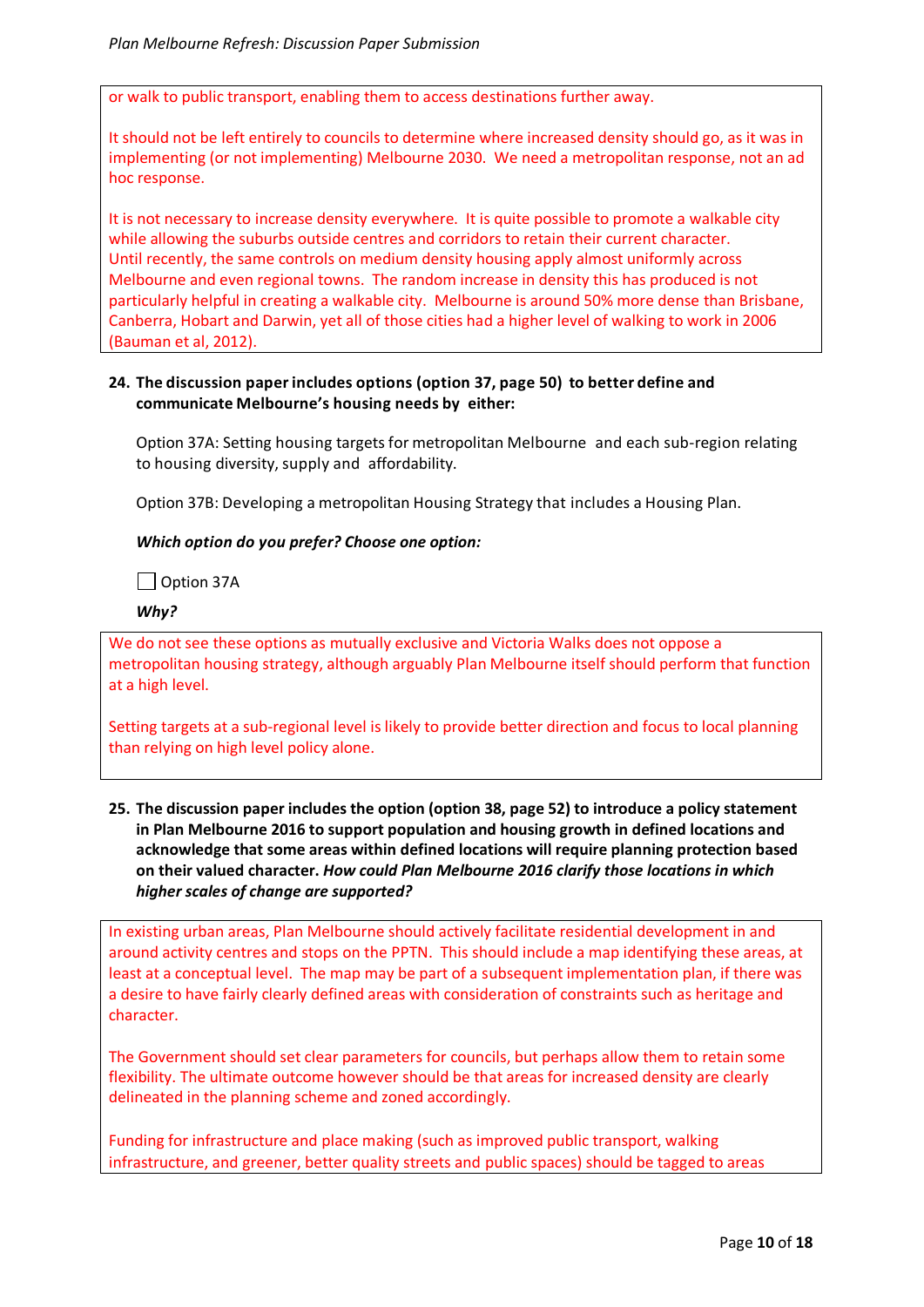or walk to public transport, enabling them to access destinations further away.

It should not be left entirely to councils to determine where increased density should go, as it was in implementing (or not implementing) Melbourne 2030. We need a metropolitan response, not an ad hoc response.

It is not necessary to increase density everywhere. It is quite possible to promote a walkable city while allowing the suburbs outside centres and corridors to retain their current character. Until recently, the same controls on medium density housing apply almost uniformly across Melbourne and even regional towns. The random increase in density this has produced is not particularly helpful in creating a walkable city. Melbourne is around 50% more dense than Brisbane, Canberra, Hobart and Darwin, yet all of those cities had a higher level of walking to work in 2006 (Bauman et al, 2012).

**24. The discussion paper includes options (option 37, page 50) to better define and communicate Melbourne's housing needs by either:**

Option 37A: Setting housing targets for metropolitan Melbourne and each sub-region relating to housing diversity, supply and affordability.

Option 37B: Developing a metropolitan Housing Strategy that includes a Housing Plan.

***Which option do you prefer? Choose one option:***

☐ Option 37A

***Why?***

We do not see these options as mutually exclusive and Victoria Walks does not oppose a metropolitan housing strategy, although arguably Plan Melbourne itself should perform that function at a high level.

Setting targets at a sub-regional level is likely to provide better direction and focus to local planning than relying on high level policy alone.

**25. The discussion paper includes the option (option 38, page 52) to introduce a policy statement in Plan Melbourne 2016 to support population and housing growth in defined locations and acknowledge that some areas within defined locations will require planning protection based on their valued character. *How could Plan Melbourne 2016 clarify those locations in which higher scales of change are supported?***

In existing urban areas, Plan Melbourne should actively facilitate residential development in and around activity centres and stops on the PPTN. This should include a map identifying these areas, at least at a conceptual level. The map may be part of a subsequent implementation plan, if there was a desire to have fairly clearly defined areas with consideration of constraints such as heritage and character.

The Government should set clear parameters for councils, but perhaps allow them to retain some flexibility. The ultimate outcome however should be that areas for increased density are clearly delineated in the planning scheme and zoned accordingly.

Funding for infrastructure and place making (such as improved public transport, walking infrastructure, and greener, better quality streets and public spaces) should be tagged to areas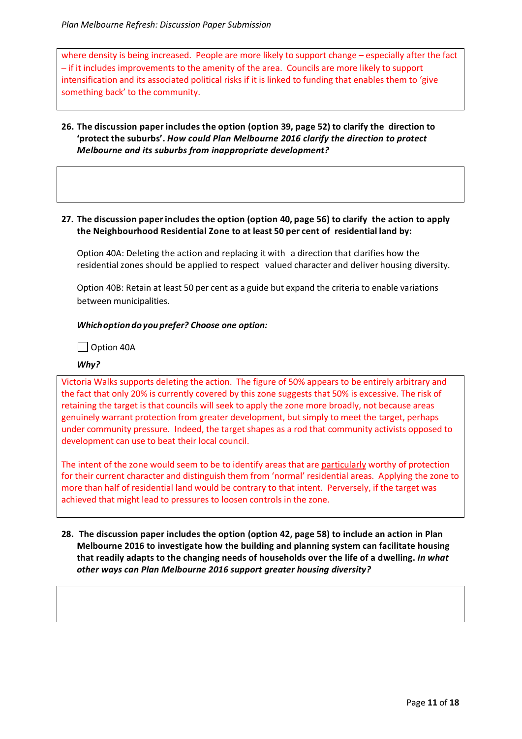where density is being increased. People are more likely to support change – especially after the fact – if it includes improvements to the amenity of the area. Councils are more likely to support intensification and its associated political risks if it is linked to funding that enables them to 'give something back' to the community.

**26. The discussion paper includes the option (option 39, page 52) to clarify the direction to 'protect the suburbs'. *How could Plan Melbourne 2016 clarify the direction to protect Melbourne and its suburbs from inappropriate development?***

**27. The discussion paper includes the option (option 40, page 56) to clarify the action to apply the Neighbourhood Residential Zone to at least 50 per cent of residential land by:**

Option 40A: Deleting the action and replacing it with a direction that clarifies how the residential zones should be applied to respect valued character and deliver housing diversity.

Option 40B: Retain at least 50 per cent as a guide but expand the criteria to enable variations between municipalities.

***Which option do you prefer? Choose one option:***

☐ Option 40A

***Why?***

Victoria Walks supports deleting the action. The figure of 50% appears to be entirely arbitrary and the fact that only 20% is currently covered by this zone suggests that 50% is excessive. The risk of retaining the target is that councils will seek to apply the zone more broadly, not because areas genuinely warrant protection from greater development, but simply to meet the target, perhaps under community pressure. Indeed, the target shapes as a rod that community activists opposed to development can use to beat their local council.

The intent of the zone would seem to be to identify areas that are particularly worthy of protection for their current character and distinguish them from 'normal' residential areas. Applying the zone to more than half of residential land would be contrary to that intent. Perversely, if the target was achieved that might lead to pressures to loosen controls in the zone.

**28. The discussion paper includes the option (option 42, page 58) to include an action in Plan Melbourne 2016 to investigate how the building and planning system can facilitate housing that readily adapts to the changing needs of households over the life of a dwelling. *In what other ways can Plan Melbourne 2016 support greater housing diversity?***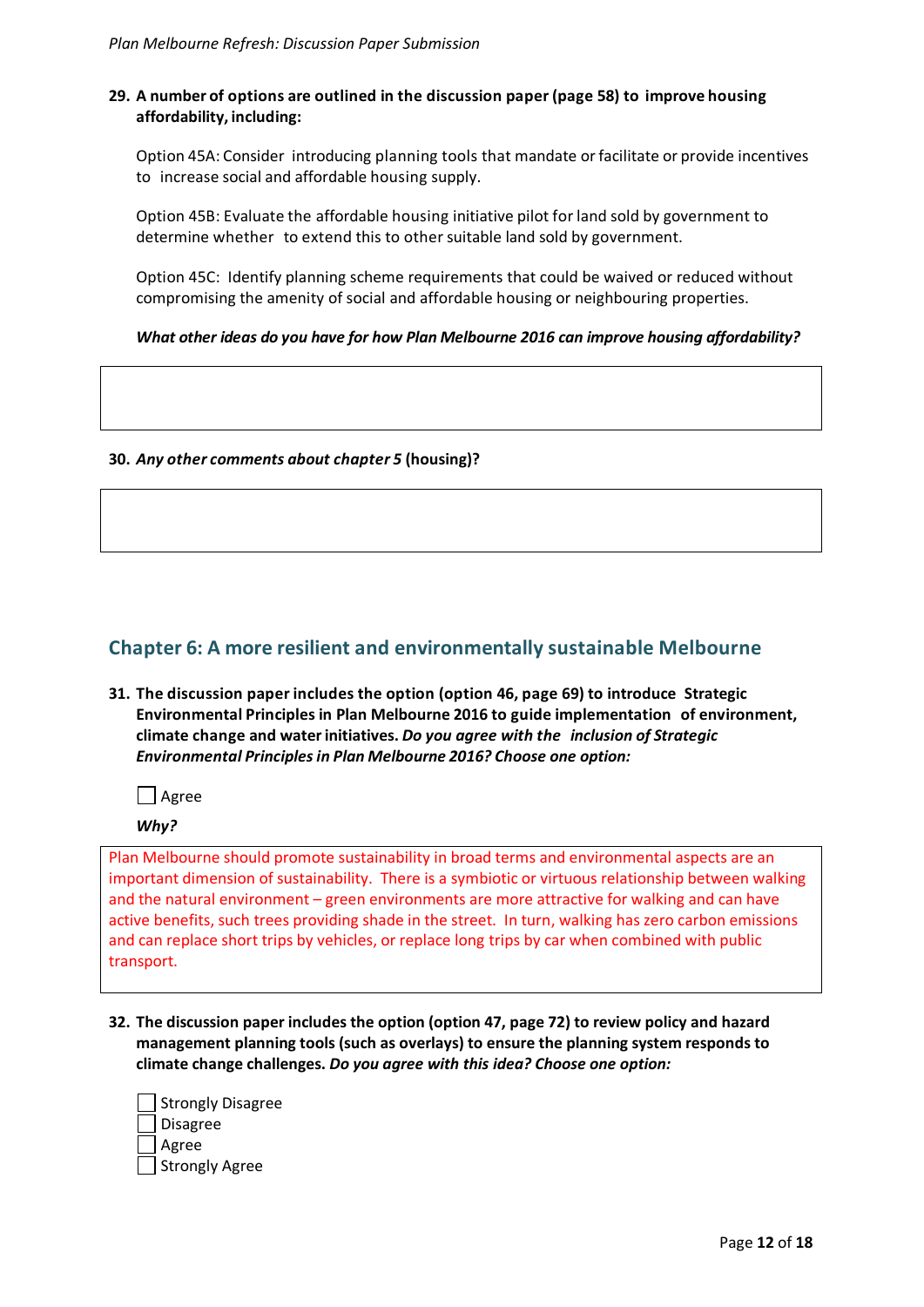**29. A number of options are outlined in the discussion paper (page 58) to improve housing affordability, including:**

Option 45A: Consider introducing planning tools that mandate or facilitate or provide incentives to increase social and affordable housing supply.

Option 45B: Evaluate the affordable housing initiative pilot for land sold by government to determine whether to extend this to other suitable land sold by government.

Option 45C: Identify planning scheme requirements that could be waived or reduced without compromising the amenity of social and affordable housing or neighbouring properties.

***What other ideas do you have for how Plan Melbourne 2016 can improve housing affordability?***

**30.** ***Any other comments about chapter 5*** **(housing)?**

## Chapter 6: A more resilient and environmentally sustainable Melbourne

**31. The discussion paper includes the option (option 46, page 69) to introduce Strategic Environmental Principles in Plan Melbourne 2016 to guide implementation of environment, climate change and water initiatives.** ***Do you agree with the inclusion of Strategic Environmental Principles in Plan Melbourne 2016? Choose one option:***

☐ Agree

***Why?***

Plan Melbourne should promote sustainability in broad terms and environmental aspects are an important dimension of sustainability. There is a symbiotic or virtuous relationship between walking and the natural environment – green environments are more attractive for walking and can have active benefits, such trees providing shade in the street. In turn, walking has zero carbon emissions and can replace short trips by vehicles, or replace long trips by car when combined with public transport.

**32. The discussion paper includes the option (option 47, page 72) to review policy and hazard management planning tools (such as overlays) to ensure the planning system responds to climate change challenges.** ***Do you agree with this idea? Choose one option:***

☐ Strongly Disagree
☐ Disagree
☐ Agree
☐ Strongly Agree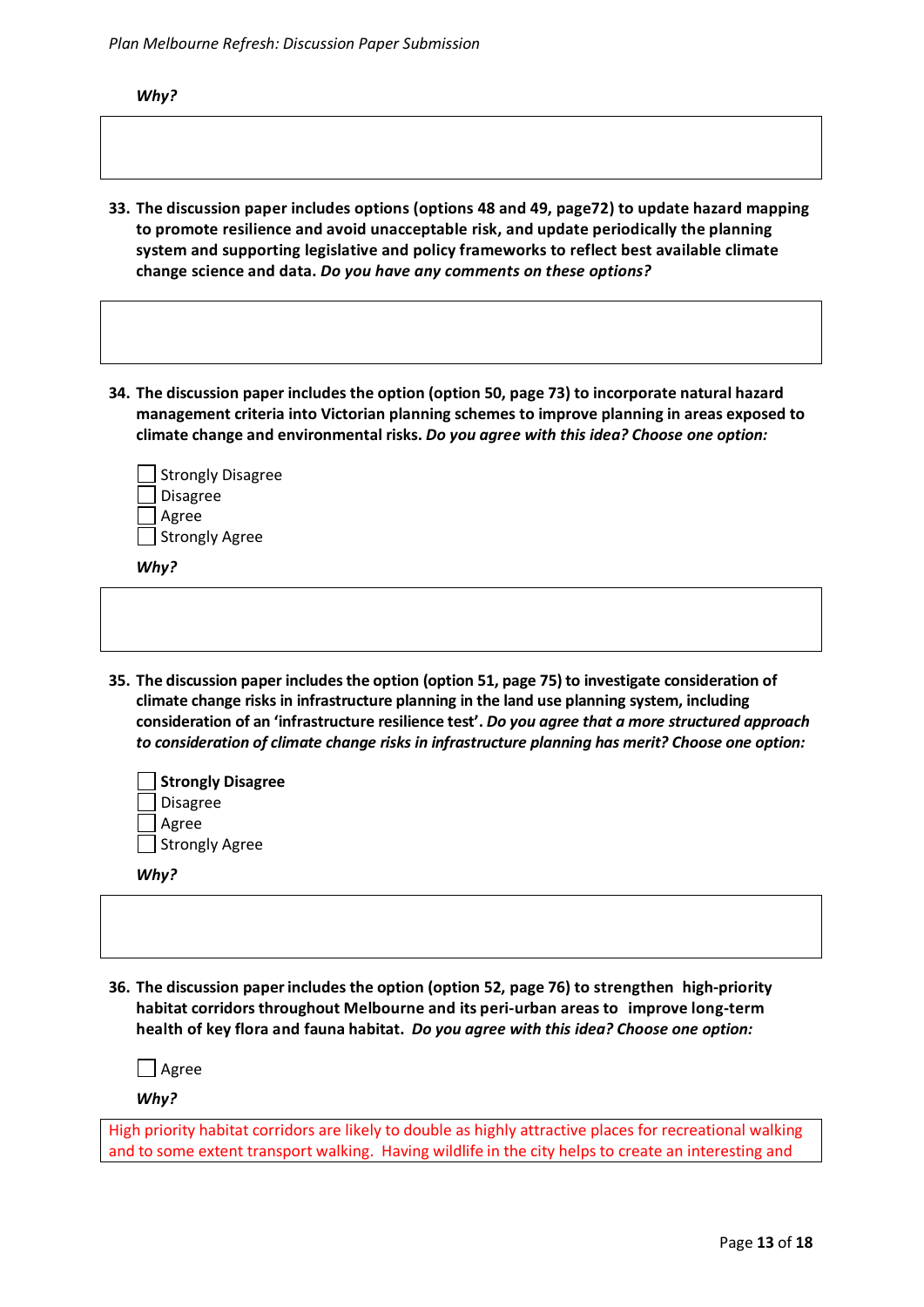*Why?*

33. **The discussion paper includes options (options 48 and 49, page72) to update hazard mapping to promote resilience and avoid unacceptable risk, and update periodically the planning system and supporting legislative and policy frameworks to reflect best available climate change science and data.** ***Do you have any comments on these options?***

34. **The discussion paper includes the option (option 50, page 73) to incorporate natural hazard management criteria into Victorian planning schemes to improve planning in areas exposed to climate change and environmental risks.** ***Do you agree with this idea? Choose one option:***

- [ ] Strongly Disagree
- [ ] Disagree
- [ ] Agree
- [ ] Strongly Agree

*Why?*

35. **The discussion paper includes the option (option 51, page 75) to investigate consideration of climate change risks in infrastructure planning in the land use planning system, including consideration of an 'infrastructure resilience test'.** ***Do you agree that a more structured approach to consideration of climate change risks in infrastructure planning has merit? Choose one option:***

- [ ] **Strongly Disagree**
- [ ] Disagree
- [ ] Agree
- [ ] Strongly Agree

*Why?*

36. **The discussion paper includes the option (option 52, page 76) to strengthen high-priority habitat corridors throughout Melbourne and its peri-urban areas to improve long-term health of key flora and fauna habitat.** ***Do you agree with this idea? Choose one option:***

- [ ] Agree

*Why?*

High priority habitat corridors are likely to double as highly attractive places for recreational walking and to some extent transport walking. Having wildlife in the city helps to create an interesting and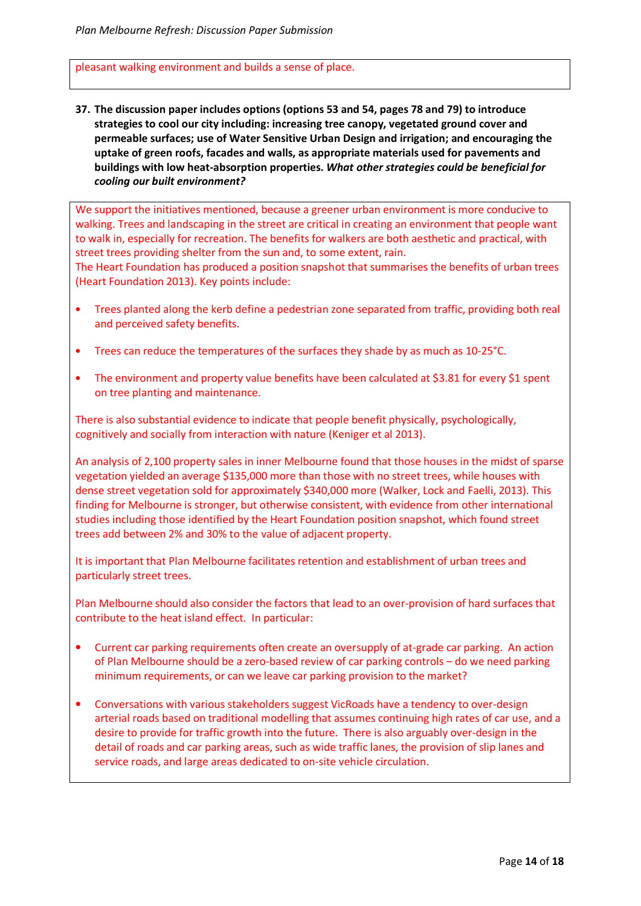pleasant walking environment and builds a sense of place.

**37. The discussion paper includes options (options 53 and 54, pages 78 and 79) to introduce strategies to cool our city including: increasing tree canopy, vegetated ground cover and permeable surfaces; use of Water Sensitive Urban Design and irrigation; and encouraging the uptake of green roofs, facades and walls, as appropriate materials used for pavements and buildings with low heat-absorption properties. *What other strategies could be beneficial for cooling our built environment?***

We support the initiatives mentioned, because a greener urban environment is more conducive to walking. Trees and landscaping in the street are critical in creating an environment that people want to walk in, especially for recreation. The benefits for walkers are both aesthetic and practical, with street trees providing shelter from the sun and, to some extent, rain.
The Heart Foundation has produced a position snapshot that summarises the benefits of urban trees (Heart Foundation 2013). Key points include:

- Trees planted along the kerb define a pedestrian zone separated from traffic, providing both real and perceived safety benefits.
- Trees can reduce the temperatures of the surfaces they shade by as much as 10-25°C.
- The environment and property value benefits have been calculated at $3.81 for every $1 spent on tree planting and maintenance.

There is also substantial evidence to indicate that people benefit physically, psychologically, cognitively and socially from interaction with nature (Keniger et al 2013).

An analysis of 2,100 property sales in inner Melbourne found that those houses in the midst of sparse vegetation yielded an average $135,000 more than those with no street trees, while houses with dense street vegetation sold for approximately $340,000 more (Walker, Lock and Faelli, 2013). This finding for Melbourne is stronger, but otherwise consistent, with evidence from other international studies including those identified by the Heart Foundation position snapshot, which found street trees add between 2% and 30% to the value of adjacent property.

It is important that Plan Melbourne facilitates retention and establishment of urban trees and particularly street trees.

Plan Melbourne should also consider the factors that lead to an over-provision of hard surfaces that contribute to the heat island effect. In particular:

- Current car parking requirements often create an oversupply of at-grade car parking. An action of Plan Melbourne should be a zero-based review of car parking controls – do we need parking minimum requirements, or can we leave car parking provision to the market?
- Conversations with various stakeholders suggest VicRoads have a tendency to over-design arterial roads based on traditional modelling that assumes continuing high rates of car use, and a desire to provide for traffic growth into the future. There is also arguably over-design in the detail of roads and car parking areas, such as wide traffic lanes, the provision of slip lanes and service roads, and large areas dedicated to on-site vehicle circulation.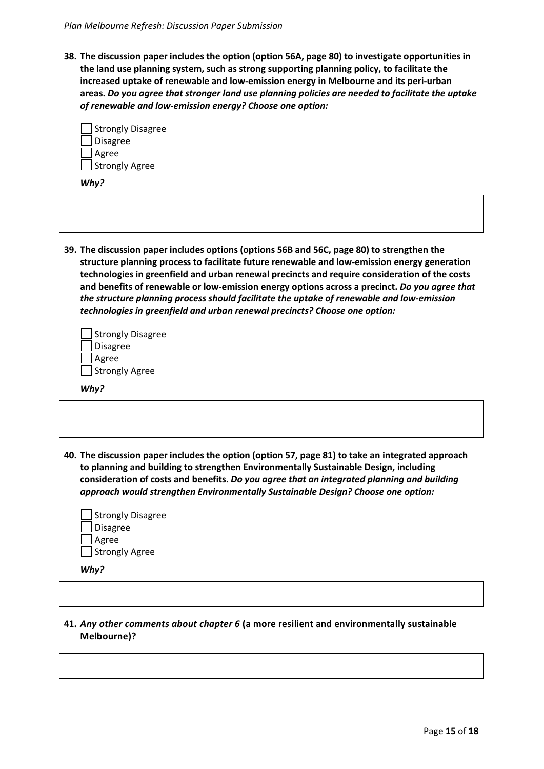**38. The discussion paper includes the option (option 56A, page 80) to investigate opportunities in the land use planning system, such as strong supporting planning policy, to facilitate the increased uptake of renewable and low-emission energy in Melbourne and its peri-urban areas. *Do you agree that stronger land use planning policies are needed to facilitate the uptake of renewable and low-emission energy? Choose one option:***

- ☐ Strongly Disagree
- ☐ Disagree
- ☐ Agree
- ☐ Strongly Agree

***Why?***

**39. The discussion paper includes options (options 56B and 56C, page 80) to strengthen the structure planning process to facilitate future renewable and low-emission energy generation technologies in greenfield and urban renewal precincts and require consideration of the costs and benefits of renewable or low-emission energy options across a precinct. *Do you agree that the structure planning process should facilitate the uptake of renewable and low-emission technologies in greenfield and urban renewal precincts? Choose one option:***

- ☐ Strongly Disagree
- ☐ Disagree
- ☐ Agree
- ☐ Strongly Agree

***Why?***

**40. The discussion paper includes the option (option 57, page 81) to take an integrated approach to planning and building to strengthen Environmentally Sustainable Design, including consideration of costs and benefits. *Do you agree that an integrated planning and building approach would strengthen Environmentally Sustainable Design? Choose one option:***

- ☐ Strongly Disagree
- ☐ Disagree
- ☐ Agree
- ☐ Strongly Agree

***Why?***

**41. *Any other comments about chapter 6* (a more resilient and environmentally sustainable Melbourne)?**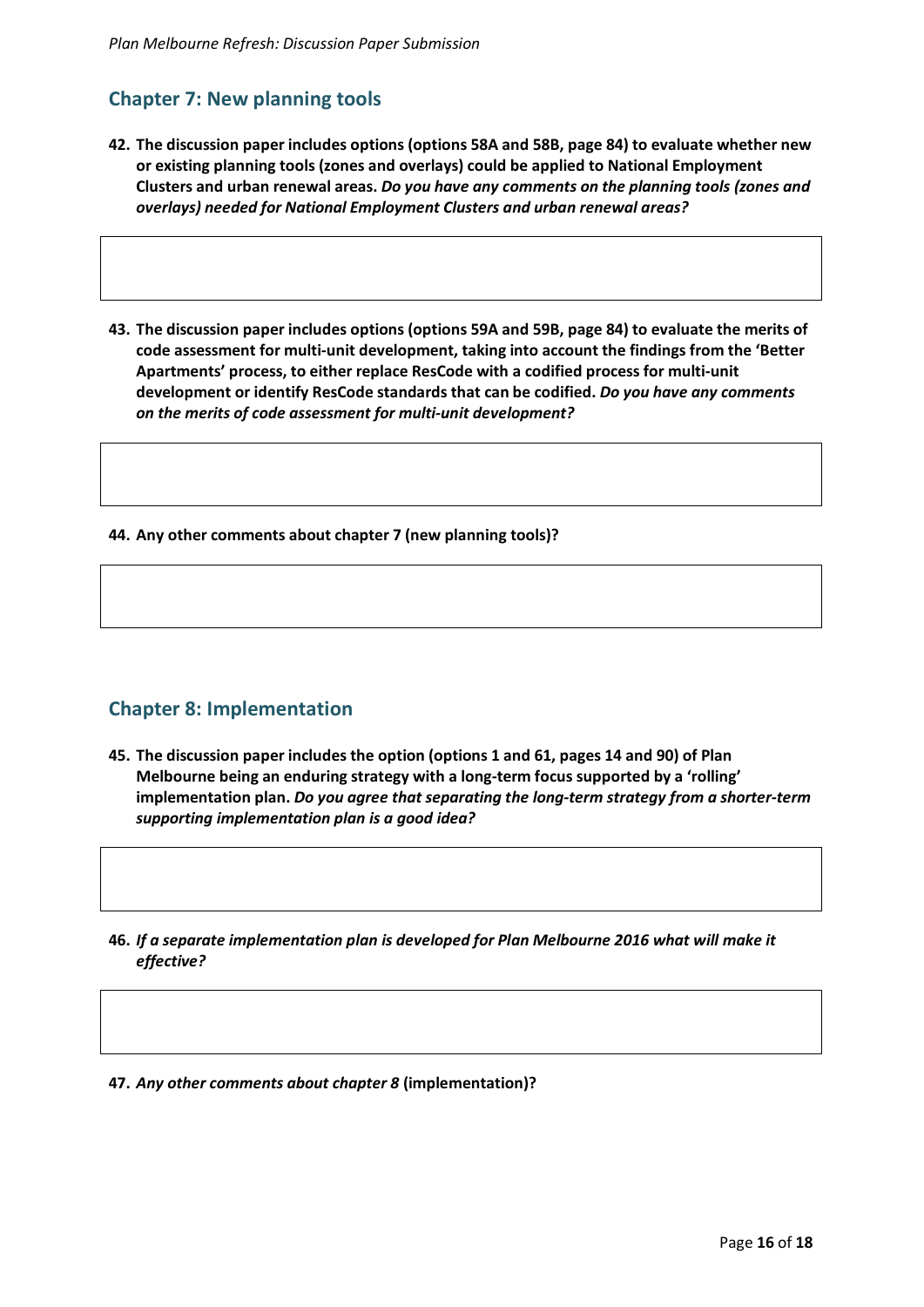## Chapter 7: New planning tools

42. **The discussion paper includes options (options 58A and 58B, page 84) to evaluate whether new or existing planning tools (zones and overlays) could be applied to National Employment Clusters and urban renewal areas.** ***Do you have any comments on the planning tools (zones and overlays) needed for National Employment Clusters and urban renewal areas?***

43. **The discussion paper includes options (options 59A and 59B, page 84) to evaluate the merits of code assessment for multi-unit development, taking into account the findings from the 'Better Apartments' process, to either replace ResCode with a codified process for multi-unit development or identify ResCode standards that can be codified.** ***Do you have any comments on the merits of code assessment for multi-unit development?***

44. **Any other comments about chapter 7 (new planning tools)?**

## Chapter 8: Implementation

45. **The discussion paper includes the option (options 1 and 61, pages 14 and 90) of Plan Melbourne being an enduring strategy with a long-term focus supported by a 'rolling' implementation plan.** ***Do you agree that separating the long-term strategy from a shorter-term supporting implementation plan is a good idea?***

46. ***If a separate implementation plan is developed for Plan Melbourne 2016 what will make it effective?***

47. ***Any other comments about chapter 8*** **(implementation)?**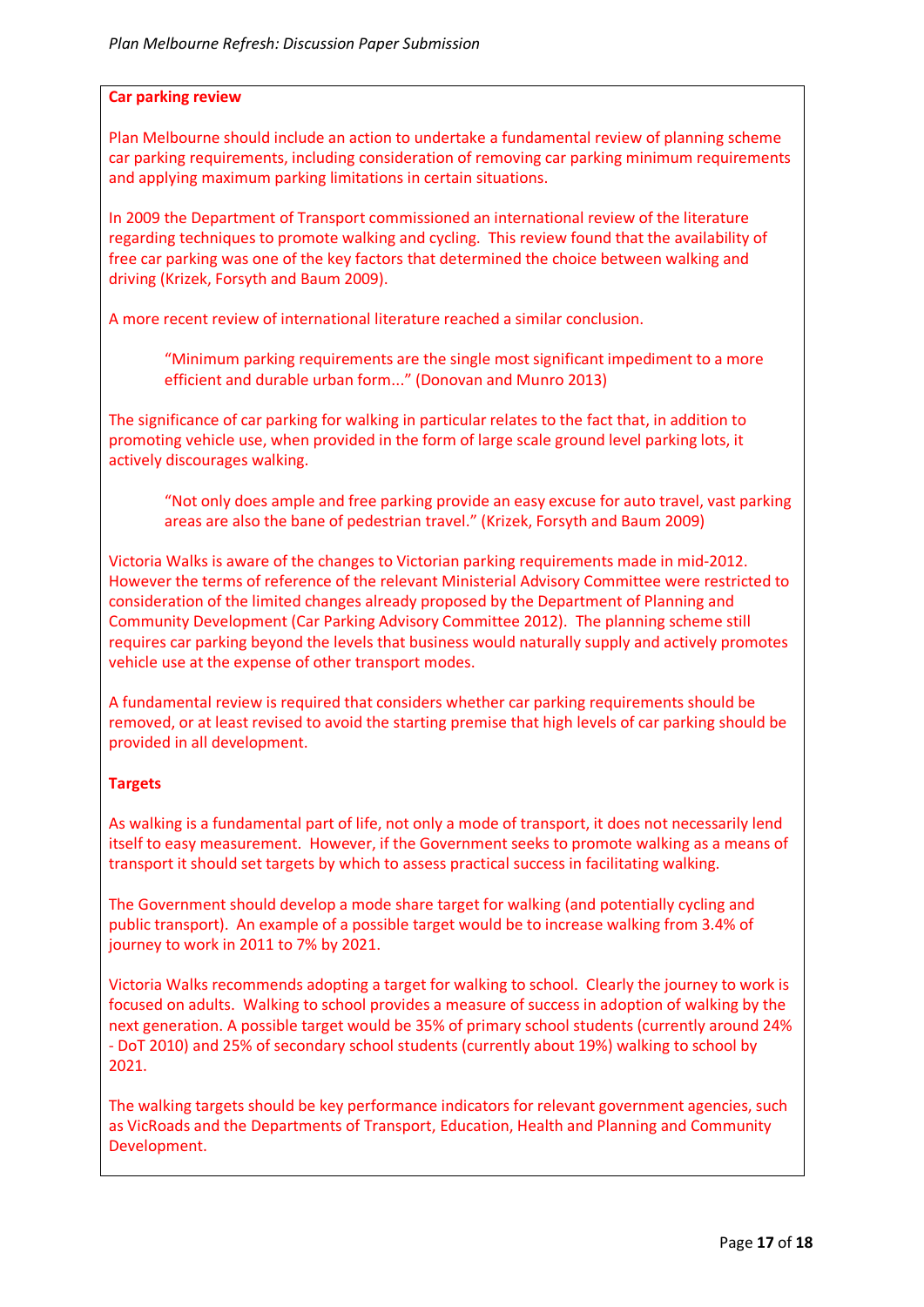**Car parking review**

Plan Melbourne should include an action to undertake a fundamental review of planning scheme car parking requirements, including consideration of removing car parking minimum requirements and applying maximum parking limitations in certain situations.

In 2009 the Department of Transport commissioned an international review of the literature regarding techniques to promote walking and cycling. This review found that the availability of free car parking was one of the key factors that determined the choice between walking and driving (Krizek, Forsyth and Baum 2009).

A more recent review of international literature reached a similar conclusion.

> "Minimum parking requirements are the single most significant impediment to a more efficient and durable urban form..." (Donovan and Munro 2013)

The significance of car parking for walking in particular relates to the fact that, in addition to promoting vehicle use, when provided in the form of large scale ground level parking lots, it actively discourages walking.

> "Not only does ample and free parking provide an easy excuse for auto travel, vast parking areas are also the bane of pedestrian travel." (Krizek, Forsyth and Baum 2009)

Victoria Walks is aware of the changes to Victorian parking requirements made in mid-2012. However the terms of reference of the relevant Ministerial Advisory Committee were restricted to consideration of the limited changes already proposed by the Department of Planning and Community Development (Car Parking Advisory Committee 2012). The planning scheme still requires car parking beyond the levels that business would naturally supply and actively promotes vehicle use at the expense of other transport modes.

A fundamental review is required that considers whether car parking requirements should be removed, or at least revised to avoid the starting premise that high levels of car parking should be provided in all development.

**Targets**

As walking is a fundamental part of life, not only a mode of transport, it does not necessarily lend itself to easy measurement. However, if the Government seeks to promote walking as a means of transport it should set targets by which to assess practical success in facilitating walking.

The Government should develop a mode share target for walking (and potentially cycling and public transport). An example of a possible target would be to increase walking from 3.4% of journey to work in 2011 to 7% by 2021.

Victoria Walks recommends adopting a target for walking to school. Clearly the journey to work is focused on adults. Walking to school provides a measure of success in adoption of walking by the next generation. A possible target would be 35% of primary school students (currently around 24% - DoT 2010) and 25% of secondary school students (currently about 19%) walking to school by 2021.

The walking targets should be key performance indicators for relevant government agencies, such as VicRoads and the Departments of Transport, Education, Health and Planning and Community Development.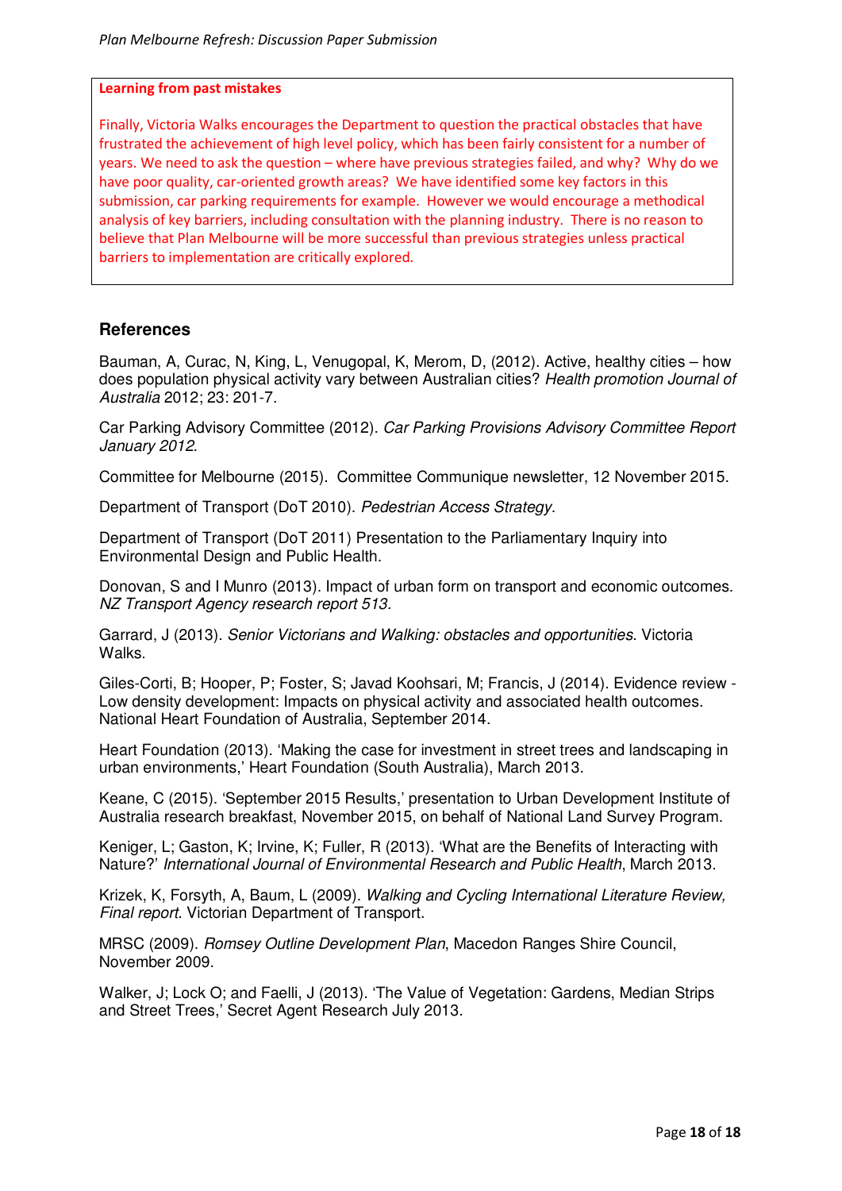**Learning from past mistakes**

Finally, Victoria Walks encourages the Department to question the practical obstacles that have frustrated the achievement of high level policy, which has been fairly consistent for a number of years. We need to ask the question – where have previous strategies failed, and why? Why do we have poor quality, car-oriented growth areas? We have identified some key factors in this submission, car parking requirements for example. However we would encourage a methodical analysis of key barriers, including consultation with the planning industry. There is no reason to believe that Plan Melbourne will be more successful than previous strategies unless practical barriers to implementation are critically explored.

## References

Bauman, A, Curac, N, King, L, Venugopal, K, Merom, D, (2012). Active, healthy cities – how does population physical activity vary between Australian cities? *Health promotion Journal of Australia* 2012; 23: 201-7.

Car Parking Advisory Committee (2012). *Car Parking Provisions Advisory Committee Report January 2012*.

Committee for Melbourne (2015). Committee Communique newsletter, 12 November 2015.

Department of Transport (DoT 2010). *Pedestrian Access Strategy*.

Department of Transport (DoT 2011) Presentation to the Parliamentary Inquiry into Environmental Design and Public Health.

Donovan, S and I Munro (2013). Impact of urban form on transport and economic outcomes. *NZ Transport Agency research report 513*.

Garrard, J (2013). *Senior Victorians and Walking: obstacles and opportunities*. Victoria Walks.

Giles-Corti, B; Hooper, P; Foster, S; Javad Koohsari, M; Francis, J (2014). Evidence review - Low density development: Impacts on physical activity and associated health outcomes. National Heart Foundation of Australia, September 2014.

Heart Foundation (2013). 'Making the case for investment in street trees and landscaping in urban environments,' Heart Foundation (South Australia), March 2013.

Keane, C (2015). 'September 2015 Results,' presentation to Urban Development Institute of Australia research breakfast, November 2015, on behalf of National Land Survey Program.

Keniger, L; Gaston, K; Irvine, K; Fuller, R (2013). 'What are the Benefits of Interacting with Nature?' *International Journal of Environmental Research and Public Health*, March 2013.

Krizek, K, Forsyth, A, Baum, L (2009). *Walking and Cycling International Literature Review, Final report*. Victorian Department of Transport.

MRSC (2009). *Romsey Outline Development Plan*, Macedon Ranges Shire Council, November 2009.

Walker, J; Lock O; and Faelli, J (2013). 'The Value of Vegetation: Gardens, Median Strips and Street Trees,' Secret Agent Research July 2013.